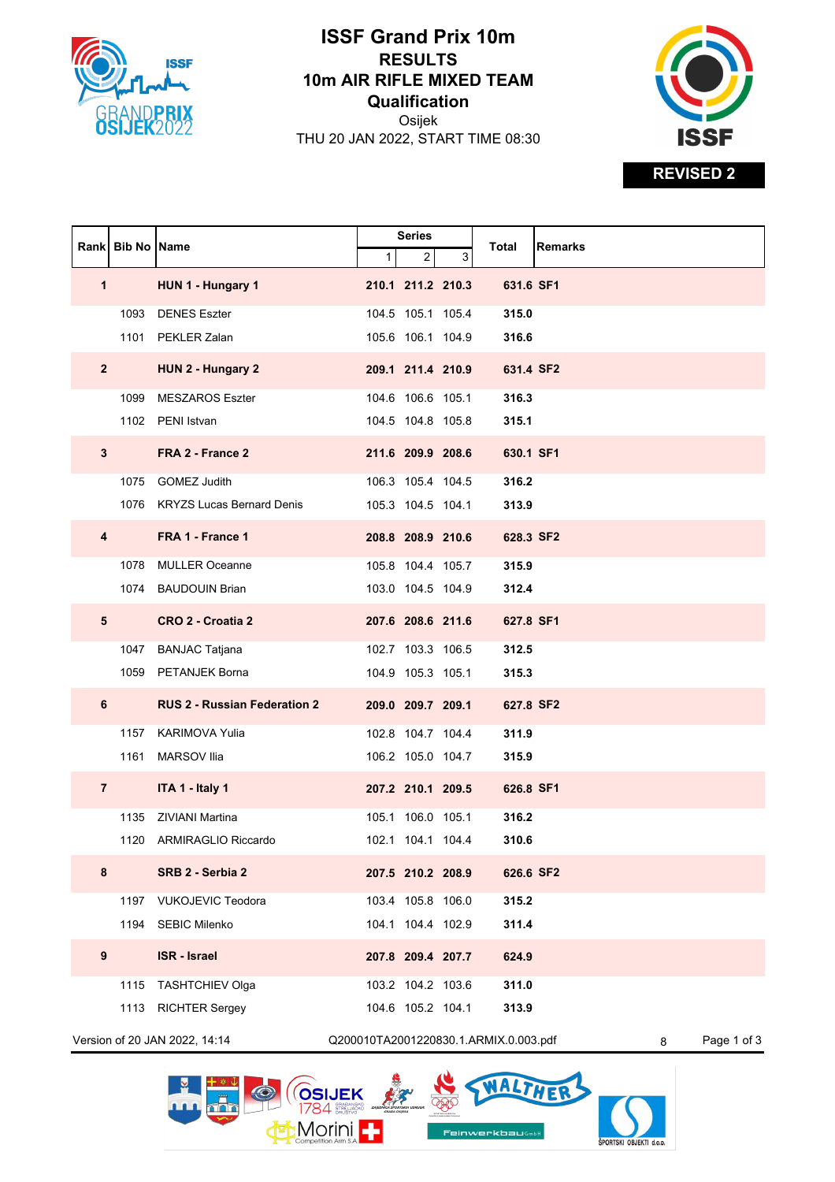# ISSF Grand Prix 10m

## RESULTS

## 10m AIR RIFLE MIXED TEAM

## Qualification

Osijek

THU 20 JAN 2022, START TIME 08:30

**REVISED 2**

| Rank | Bib No | Name | Series 1 | Series 2 | Series 3 | Total | Remarks |
|---|---|---|---|---|---|---|---|
| **1** | | **HUN 1 - Hungary 1** | **210.1** | **211.2** | **210.3** | **631.6** | **SF1** |
| | 1093 | DENES Eszter | 104.5 | 105.1 | 105.4 | **315.0** | |
| | 1101 | PEKLER Zalan | 105.6 | 106.1 | 104.9 | **316.6** | |
| **2** | | **HUN 2 - Hungary 2** | **209.1** | **211.4** | **210.9** | **631.4** | **SF2** |
| | 1099 | MESZAROS Eszter | 104.6 | 106.6 | 105.1 | **316.3** | |
| | 1102 | PENI Istvan | 104.5 | 104.8 | 105.8 | **315.1** | |
| **3** | | **FRA 2 - France 2** | **211.6** | **209.9** | **208.6** | **630.1** | **SF1** |
| | 1075 | GOMEZ Judith | 106.3 | 105.4 | 104.5 | **316.2** | |
| | 1076 | KRYZS Lucas Bernard Denis | 105.3 | 104.5 | 104.1 | **313.9** | |
| **4** | | **FRA 1 - France 1** | **208.8** | **208.9** | **210.6** | **628.3** | **SF2** |
| | 1078 | MULLER Oceanne | 105.8 | 104.4 | 105.7 | **315.9** | |
| | 1074 | BAUDOUIN Brian | 103.0 | 104.5 | 104.9 | **312.4** | |
| **5** | | **CRO 2 - Croatia 2** | **207.6** | **208.6** | **211.6** | **627.8** | **SF1** |
| | 1047 | BANJAC Tatjana | 102.7 | 103.3 | 106.5 | **312.5** | |
| | 1059 | PETANJEK Borna | 104.9 | 105.3 | 105.1 | **315.3** | |
| **6** | | **RUS 2 - Russian Federation 2** | **209.0** | **209.7** | **209.1** | **627.8** | **SF2** |
| | 1157 | KARIMOVA Yulia | 102.8 | 104.7 | 104.4 | **311.9** | |
| | 1161 | MARSOV Ilia | 106.2 | 105.0 | 104.7 | **315.9** | |
| **7** | | **ITA 1 - Italy 1** | **207.2** | **210.1** | **209.5** | **626.8** | **SF1** |
| | 1135 | ZIVIANI Martina | 105.1 | 106.0 | 105.1 | **316.2** | |
| | 1120 | ARMIRAGLIO Riccardo | 102.1 | 104.1 | 104.4 | **310.6** | |
| **8** | | **SRB 2 - Serbia 2** | **207.5** | **210.2** | **208.9** | **626.6** | **SF2** |
| | 1197 | VUKOJEVIC Teodora | 103.4 | 105.8 | 106.0 | **315.2** | |
| | 1194 | SEBIC Milenko | 104.1 | 104.4 | 102.9 | **311.4** | |
| **9** | | **ISR - Israel** | **207.8** | **209.4** | **207.7** | **624.9** | |
| | 1115 | TASHTCHIEV Olga | 103.2 | 104.2 | 103.6 | **311.0** | |
| | 1113 | RICHTER Sergey | 104.6 | 105.2 | 104.1 | **313.9** | |

Version of 20 JAN 2022, 14:14 Q200010TA2001220830.1.ARMIX.0.003.pdf 8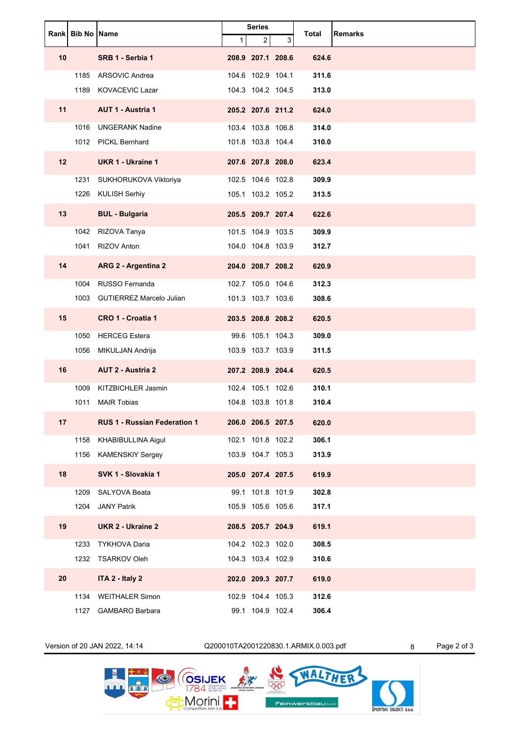| Rank | Bib No | Name | Series | | | Total | Remarks |
|---|---|---|---|---|---|---|---|
| | | | 1 | 2 | 3 | | |
| **10** | | **SRB 1 - Serbia 1** | **208.9** | **207.1** | **208.6** | **624.6** | |
| | 1185 | ARSOVIC Andrea | 104.6 | 102.9 | 104.1 | **311.6** | |
| | 1189 | KOVACEVIC Lazar | 104.3 | 104.2 | 104.5 | **313.0** | |
| **11** | | **AUT 1 - Austria 1** | **205.2** | **207.6** | **211.2** | **624.0** | |
| | 1016 | UNGERANK Nadine | 103.4 | 103.8 | 106.8 | **314.0** | |
| | 1012 | PICKL Bernhard | 101.8 | 103.8 | 104.4 | **310.0** | |
| **12** | | **UKR 1 - Ukraine 1** | **207.6** | **207.8** | **208.0** | **623.4** | |
| | 1231 | SUKHORUKOVA Viktoriya | 102.5 | 104.6 | 102.8 | **309.9** | |
| | 1226 | KULISH Serhiy | 105.1 | 103.2 | 105.2 | **313.5** | |
| **13** | | **BUL - Bulgaria** | **205.5** | **209.7** | **207.4** | **622.6** | |
| | 1042 | RIZOVA Tanya | 101.5 | 104.9 | 103.5 | **309.9** | |
| | 1041 | RIZOV Anton | 104.0 | 104.8 | 103.9 | **312.7** | |
| **14** | | **ARG 2 - Argentina 2** | **204.0** | **208.7** | **208.2** | **620.9** | |
| | 1004 | RUSSO Fernanda | 102.7 | 105.0 | 104.6 | **312.3** | |
| | 1003 | GUTIERREZ Marcelo Julian | 101.3 | 103.7 | 103.6 | **308.6** | |
| **15** | | **CRO 1 - Croatia 1** | **203.5** | **208.8** | **208.2** | **620.5** | |
| | 1050 | HERCEG Estera | 99.6 | 105.1 | 104.3 | **309.0** | |
| | 1056 | MIKULJAN Andrija | 103.9 | 103.7 | 103.9 | **311.5** | |
| **16** | | **AUT 2 - Austria 2** | **207.2** | **208.9** | **204.4** | **620.5** | |
| | 1009 | KITZBICHLER Jasmin | 102.4 | 105.1 | 102.6 | **310.1** | |
| | 1011 | MAIR Tobias | 104.8 | 103.8 | 101.8 | **310.4** | |
| **17** | | **RUS 1 - Russian Federation 1** | **206.0** | **206.5** | **207.5** | **620.0** | |
| | 1158 | KHABIBULLINA Aigul | 102.1 | 101.8 | 102.2 | **306.1** | |
| | 1156 | KAMENSKIY Sergey | 103.9 | 104.7 | 105.3 | **313.9** | |
| **18** | | **SVK 1 - Slovakia 1** | **205.0** | **207.4** | **207.5** | **619.9** | |
| | 1209 | SALYOVA Beata | 99.1 | 101.8 | 101.9 | **302.8** | |
| | 1204 | JANY Patrik | 105.9 | 105.6 | 105.6 | **317.1** | |
| **19** | | **UKR 2 - Ukraine 2** | **208.5** | **205.7** | **204.9** | **619.1** | |
| | 1233 | TYKHOVA Daria | 104.2 | 102.3 | 102.0 | **308.5** | |
| | 1232 | TSARKOV Oleh | 104.3 | 103.4 | 102.9 | **310.6** | |
| **20** | | **ITA 2 - Italy 2** | **202.0** | **209.3** | **207.7** | **619.0** | |
| | 1134 | WEITHALER Simon | 102.9 | 104.4 | 105.3 | **312.6** | |
| | 1127 | GAMBARO Barbara | 99.1 | 104.9 | 102.4 | **306.4** | |

Version of 20 JAN 2022, 14:14 Q200010TA2001220830.1.ARMIX.0.003.pdf 8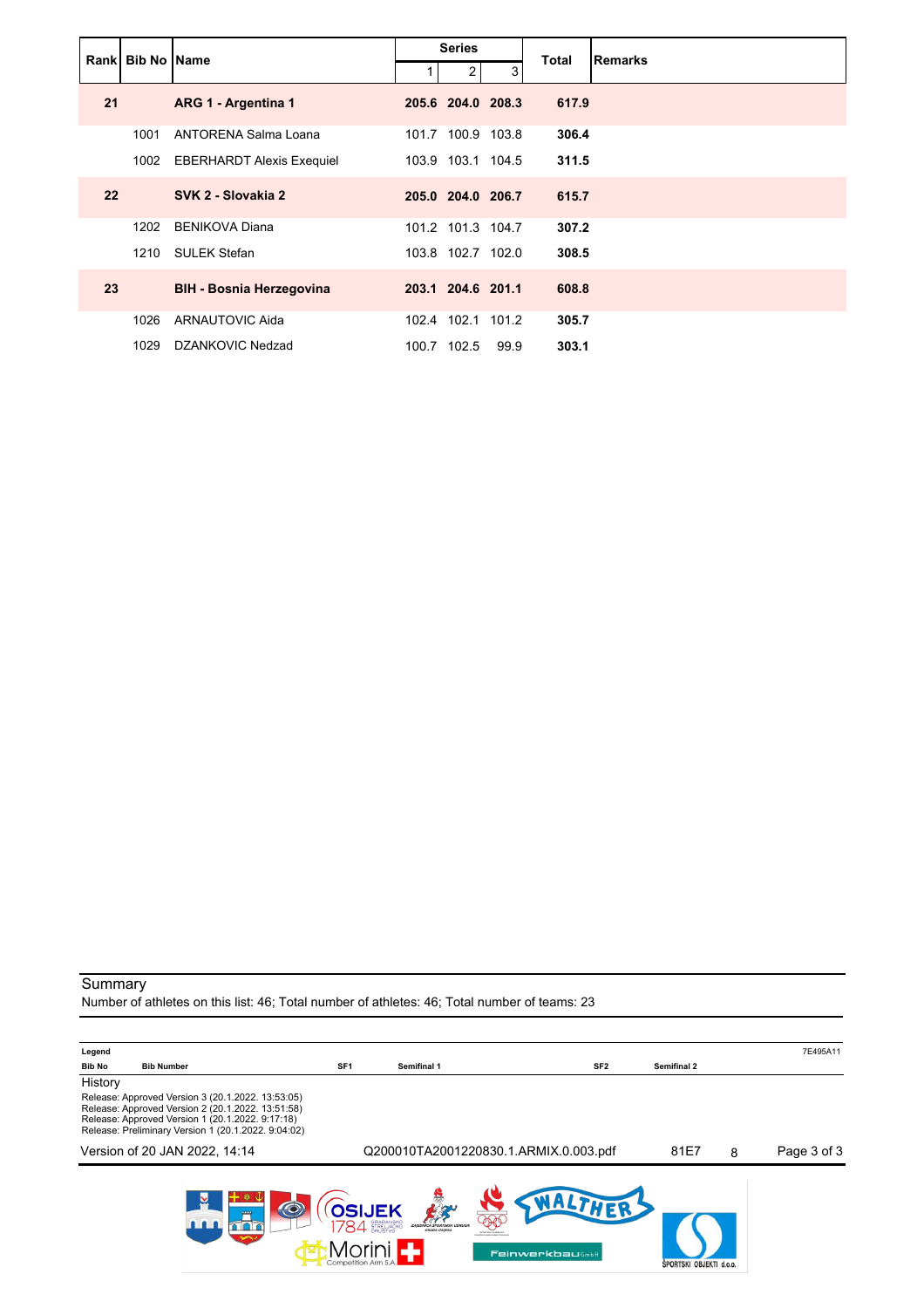| Rank | Bib No | Name | Series | | | Total | Remarks |
|---|---|---|---|---|---|---|---|
| | | | 1 | 2 | 3 | | |
| **21** | | **ARG 1 - Argentina 1** | **205.6** | **204.0** | **208.3** | **617.9** | |
| | 1001 | ANTORENA Salma Loana | 101.7 | 100.9 | 103.8 | **306.4** | |
| | 1002 | EBERHARDT Alexis Exequiel | 103.9 | 103.1 | 104.5 | **311.5** | |
| **22** | | **SVK 2 - Slovakia 2** | **205.0** | **204.0** | **206.7** | **615.7** | |
| | 1202 | BENIKOVA Diana | 101.2 | 101.3 | 104.7 | **307.2** | |
| | 1210 | SULEK Stefan | 103.8 | 102.7 | 102.0 | **308.5** | |
| **23** | | **BIH - Bosnia Herzegovina** | **203.1** | **204.6** | **201.1** | **608.8** | |
| | 1026 | ARNAUTOVIC Aida | 102.4 | 102.1 | 101.2 | **305.7** | |
| | 1029 | DZANKOVIC Nedzad | 100.7 | 102.5 | 99.9 | **303.1** | |

## Summary

Number of athletes on this list: 46; Total number of athletes: 46; Total number of teams: 23

**Legend**

| | | | | | |
|---|---|---|---|---|---|
| **Bib No** | **Bib Number** | **SF1** | **Semifinal 1** | **SF2** | **Semifinal 2** |

7E495A11

History

Release: Approved Version 3 (20.1.2022. 13:53:05)
Release: Approved Version 2 (20.1.2022. 13:51:58)
Release: Approved Version 1 (20.1.2022. 9:17:18)
Release: Preliminary Version 1 (20.1.2022. 9:04:02)

Version of 20 JAN 2022, 14:14 Q200010TA2001220830.1.ARMIX.0.003.pdf 81E7 8